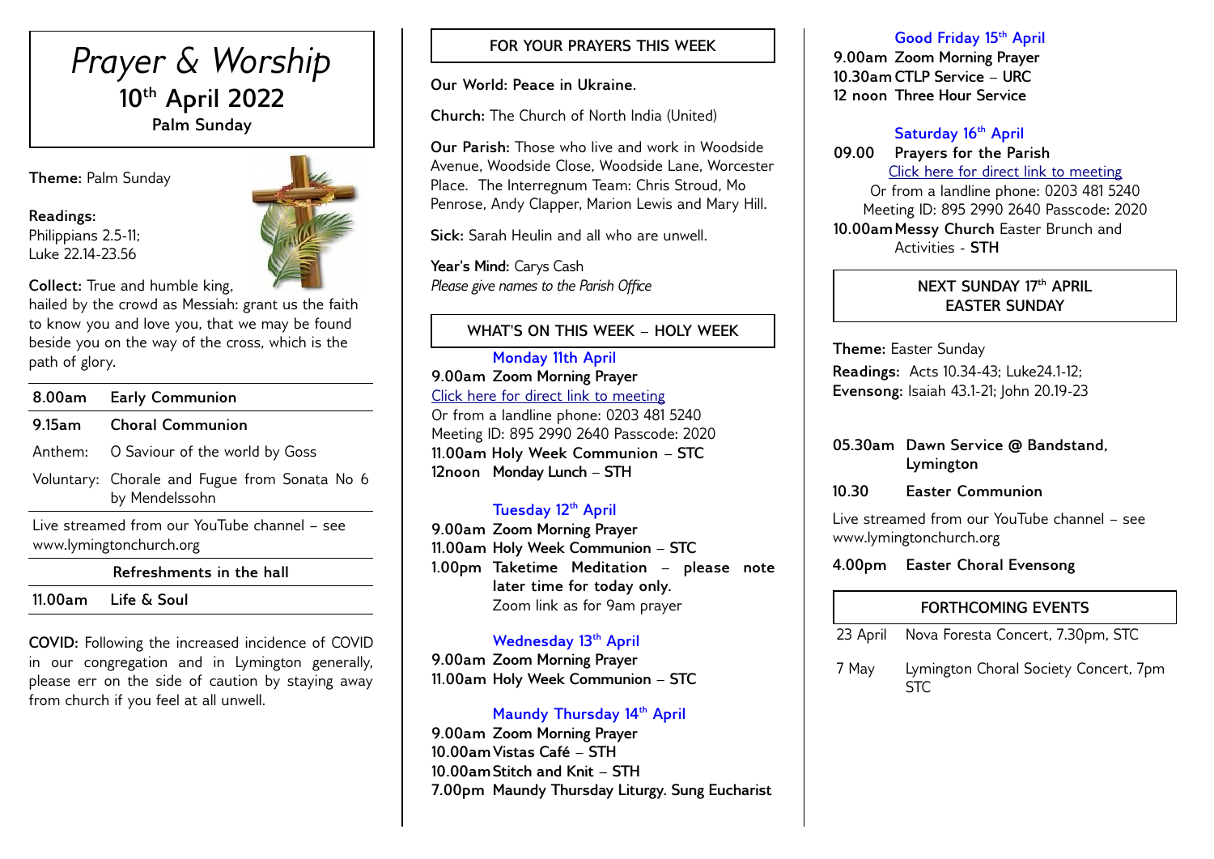# *Prayer & Worship*

## 10th April 2022

**Palm Sunday**

**Theme:** Palm Sunday

**Readings:**
Philippians 2.5-11;
Luke 22.14-23.56

**Collect:** True and humble king, hailed by the crowd as Messiah: grant us the faith to know you and love you, that we may be found beside you on the way of the cross, which is the path of glory.

| | |
|---|---|
| **8.00am** | **Early Communion** |
| **9.15am** | **Choral Communion** |
| Anthem: | O Saviour of the world by Goss |
| Voluntary: | Chorale and Fugue from Sonata No 6 by Mendelssohn |

Live streamed from our YouTube channel – see www.lymingtonchurch.org

**Refreshments in the hall**

**11.00am Life & Soul**

**COVID:** Following the increased incidence of COVID in our congregation and in Lymington generally, please err on the side of caution by staying away from church if you feel at all unwell.

## FOR YOUR PRAYERS THIS WEEK

**Our World: Peace in Ukraine.**

**Church:** The Church of North India (United)

**Our Parish:** Those who live and work in Woodside Avenue, Woodside Close, Woodside Lane, Worcester Place. The Interregnum Team: Chris Stroud, Mo Penrose, Andy Clapper, Marion Lewis and Mary Hill.

**Sick:** Sarah Heulin and all who are unwell.

**Year's Mind:** Carys Cash
*Please give names to the Parish Office*

## WHAT'S ON THIS WEEK – HOLY WEEK

### Monday 11th April

**9.00am Zoom Morning Prayer**
Click here for direct link to meeting
Or from a landline phone: 0203 481 5240
Meeting ID: 895 2990 2640 Passcode: 2020
**11.00am Holy Week Communion – STC**
**12noon Monday Lunch – STH**

### Tuesday 12th April

**9.00am Zoom Morning Prayer**
**11.00am Holy Week Communion – STC**
**1.00pm Taketime Meditation – please note later time for today only.**
Zoom link as for 9am prayer

### Wednesday 13th April

**9.00am Zoom Morning Prayer**
**11.00am Holy Week Communion – STC**

### Maundy Thursday 14th April

**9.00am Zoom Morning Prayer**
**10.00am Vistas Café – STH**
**10.00am Stitch and Knit – STH**
**7.00pm Maundy Thursday Liturgy. Sung Eucharist**

### Good Friday 15th April

**9.00am Zoom Morning Prayer**
**10.30am CTLP Service – URC**
**12 noon Three Hour Service**

### Saturday 16th April

**09.00 Prayers for the Parish**
Click here for direct link to meeting
Or from a landline phone: 0203 481 5240
Meeting ID: 895 2990 2640 Passcode: 2020
**10.00am Messy Church** Easter Brunch and Activities - **STH**

## NEXT SUNDAY 17th APRIL EASTER SUNDAY

**Theme:** Easter Sunday
**Readings:** Acts 10.34-43; Luke24.1-12;
**Evensong:** Isaiah 43.1-21; John 20.19-23

**05.30am Dawn Service @ Bandstand, Lymington**

**10.30 Easter Communion**

Live streamed from our YouTube channel – see www.lymingtonchurch.org

**4.00pm Easter Choral Evensong**

## FORTHCOMING EVENTS

| | |
|---|---|
| 23 April | Nova Foresta Concert, 7.30pm, STC |
| 7 May | Lymington Choral Society Concert, 7pm STC |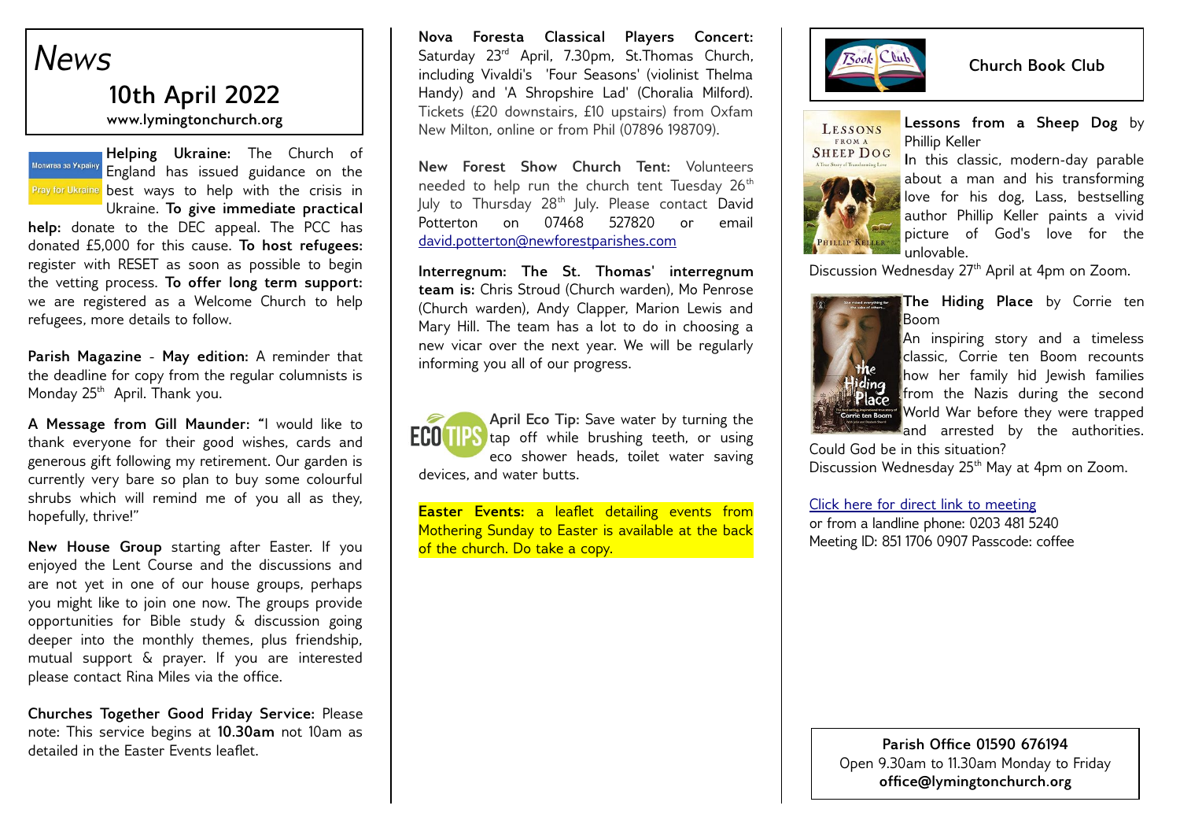# *News*

## 10th April 2022

**www.lymingtonchurch.org**

**Helping Ukraine:** The Church of England has issued guidance on the best ways to help with the crisis in Ukraine. **To give immediate practical help:** donate to the DEC appeal. The PCC has donated £5,000 for this cause. **To host refugees:** register with RESET as soon as possible to begin the vetting process. **To offer long term support:** we are registered as a Welcome Church to help refugees, more details to follow.

**Parish Magazine - May edition:** A reminder that the deadline for copy from the regular columnists is Monday 25th April. Thank you.

**A Message from Gill Maunder:** "I would like to thank everyone for their good wishes, cards and generous gift following my retirement. Our garden is currently very bare so plan to buy some colourful shrubs which will remind me of you all as they, hopefully, thrive!"

**New House Group** starting after Easter. If you enjoyed the Lent Course and the discussions and are not yet in one of our house groups, perhaps you might like to join one now. The groups provide opportunities for Bible study & discussion going deeper into the monthly themes, plus friendship, mutual support & prayer. If you are interested please contact Rina Miles via the office.

**Churches Together Good Friday Service:** Please note: This service begins at **10.30am** not 10am as detailed in the Easter Events leaflet.

**Nova Foresta Classical Players Concert:** Saturday 23rd April, 7.30pm, St.Thomas Church, including Vivaldi's 'Four Seasons' (violinist Thelma Handy) and 'A Shropshire Lad' (Choralia Milford). Tickets (£20 downstairs, £10 upstairs) from Oxfam New Milton, online or from Phil (07896 198709).

**New Forest Show Church Tent:** Volunteers needed to help run the church tent Tuesday 26th July to Thursday 28th July. Please contact David Potterton on 07468 527820 or email david.potterton@newforestparishes.com

**Interregnum: The St. Thomas' interregnum team is:** Chris Stroud (Church warden), Mo Penrose (Church warden), Andy Clapper, Marion Lewis and Mary Hill. The team has a lot to do in choosing a new vicar over the next year. We will be regularly informing you all of our progress.

**April Eco Tip:** Save water by turning the tap off while brushing teeth, or using eco shower heads, toilet water saving devices, and water butts.

**Easter Events:** a leaflet detailing events from Mothering Sunday to Easter is available at the back of the church. Do take a copy.

## Church Book Club

**Lessons from a Sheep Dog** by Phillip Keller

In this classic, modern-day parable about a man and his transforming love for his dog, Lass, bestselling author Phillip Keller paints a vivid picture of God's love for the unlovable.

Discussion Wednesday 27th April at 4pm on Zoom.

**The Hiding Place** by Corrie ten Boom

An inspiring story and a timeless classic, Corrie ten Boom recounts how her family hid Jewish families from the Nazis during the second World War before they were trapped and arrested by the authorities. Could God be in this situation?

Discussion Wednesday 25th May at 4pm on Zoom.

Click here for direct link to meeting
or from a landline phone: 0203 481 5240
Meeting ID: 851 1706 0907 Passcode: coffee

**Parish Office 01590 676194**
Open 9.30am to 11.30am Monday to Friday
**office@lymingtonchurch.org**